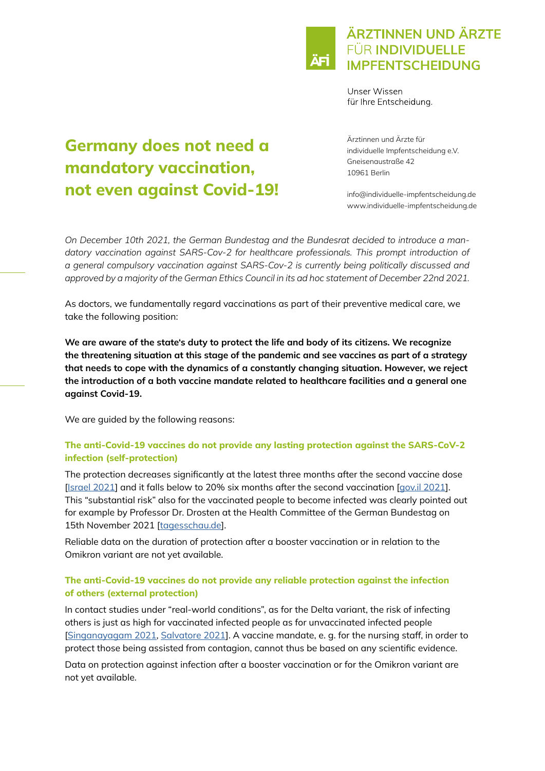ÄRZTINNEN UND ÄRZTE FÜR INDIVIDUELLE IMPFENTSCHEIDUNG

Unser Wissen
für Ihre Entscheidung.

Ärztinnen und Ärzte für
individuelle Impfentscheidung e.V.
Gneisenaustraße 42
10961 Berlin

info@individuelle-impfentscheidung.de
www.individuelle-impfentscheidung.de

# Germany does not need a mandatory vaccination, not even against Covid-19!

*On December 10th 2021, the German Bundestag and the Bundesrat decided to introduce a mandatory vaccination against SARS-Cov-2 for healthcare professionals. This prompt introduction of a general compulsory vaccination against SARS-Cov-2 is currently being politically discussed and approved by a majority of the German Ethics Council in its ad hoc statement of December 22nd 2021.*

As doctors, we fundamentally regard vaccinations as part of their preventive medical care, we take the following position:

**We are aware of the state's duty to protect the life and body of its citizens. We recognize the threatening situation at this stage of the pandemic and see vaccines as part of a strategy that needs to cope with the dynamics of a constantly changing situation. However, we reject the introduction of a both vaccine mandate related to healthcare facilities and a general one against Covid-19.**

We are guided by the following reasons:

### The anti-Covid-19 vaccines do not provide any lasting protection against the SARS-CoV-2 infection (self-protection)

The protection decreases significantly at the latest three months after the second vaccine dose [Israel 2021] and it falls below to 20% six months after the second vaccination [gov.il 2021]. This "substantial risk" also for the vaccinated people to become infected was clearly pointed out for example by Professor Dr. Drosten at the Health Committee of the German Bundestag on 15th November 2021 [tagesschau.de].

Reliable data on the duration of protection after a booster vaccination or in relation to the Omikron variant are not yet available.

### The anti-Covid-19 vaccines do not provide any reliable protection against the infection of others (external protection)

In contact studies under "real-world conditions", as for the Delta variant, the risk of infecting others is just as high for vaccinated infected people as for unvaccinated infected people [Singanayagam 2021, Salvatore 2021]. A vaccine mandate, e. g. for the nursing staff, in order to protect those being assisted from contagion, cannot thus be based on any scientific evidence.

Data on protection against infection after a booster vaccination or for the Omikron variant are not yet available.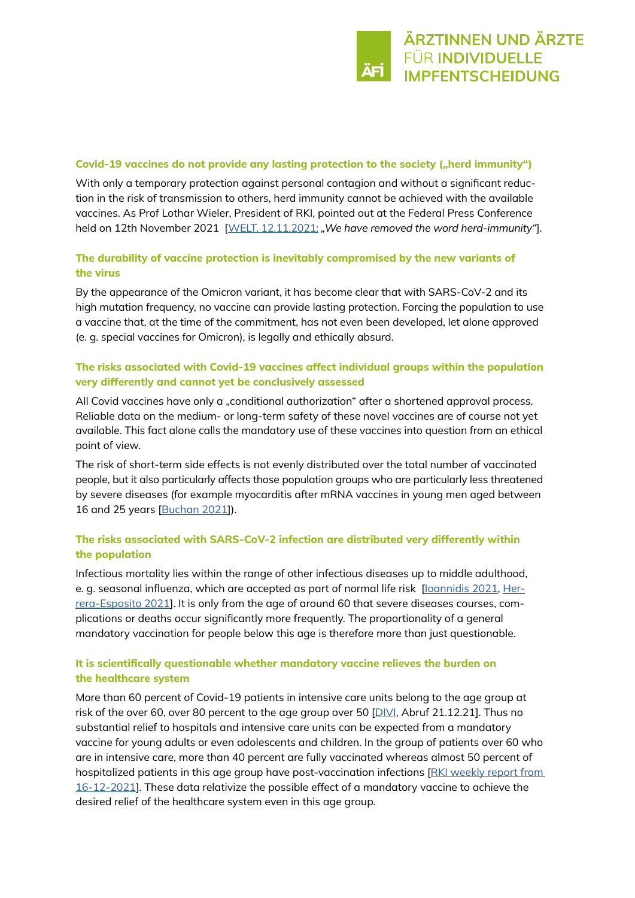### Covid-19 vaccines do not provide any lasting protection to the society („herd immunity“)

With only a temporary protection against personal contagion and without a significant reduction in the risk of transmission to others, herd immunity cannot be achieved with the available vaccines. As Prof Lothar Wieler, President of RKI, pointed out at the Federal Press Conference held on 12th November 2021 [WELT, 12.11.2021: *„We have removed the word herd-immunity“*].

### The durability of vaccine protection is inevitably compromised by the new variants of the virus

By the appearance of the Omicron variant, it has become clear that with SARS-CoV-2 and its high mutation frequency, no vaccine can provide lasting protection. Forcing the population to use a vaccine that, at the time of the commitment, has not even been developed, let alone approved (e. g. special vaccines for Omicron), is legally and ethically absurd.

### The risks associated with Covid-19 vaccines affect individual groups within the population very differently and cannot yet be conclusively assessed

All Covid vaccines have only a „conditional authorization“ after a shortened approval process. Reliable data on the medium- or long-term safety of these novel vaccines are of course not yet available. This fact alone calls the mandatory use of these vaccines into question from an ethical point of view.

The risk of short-term side effects is not evenly distributed over the total number of vaccinated people, but it also particularly affects those population groups who are particularly less threatened by severe diseases (for example myocarditis after mRNA vaccines in young men aged between 16 and 25 years [Buchan 2021]).

### The risks associated with SARS-CoV-2 infection are distributed very differently within the population

Infectious mortality lies within the range of other infectious diseases up to middle adulthood, e. g. seasonal influenza, which are accepted as part of normal life risk [Ioannidis 2021, Herrera-Esposito 2021]. It is only from the age of around 60 that severe diseases courses, complications or deaths occur significantly more frequently. The proportionality of a general mandatory vaccination for people below this age is therefore more than just questionable.

### It is scientifically questionable whether mandatory vaccine relieves the burden on the healthcare system

More than 60 percent of Covid-19 patients in intensive care units belong to the age group at risk of the over 60, over 80 percent to the age group over 50 [DIVI, Abruf 21.12.21]. Thus no substantial relief to hospitals and intensive care units can be expected from a mandatory vaccine for young adults or even adolescents and children. In the group of patients over 60 who are in intensive care, more than 40 percent are fully vaccinated whereas almost 50 percent of hospitalized patients in this age group have post-vaccination infections [RKI weekly report from 16-12-2021]. These data relativize the possible effect of a mandatory vaccine to achieve the desired relief of the healthcare system even in this age group.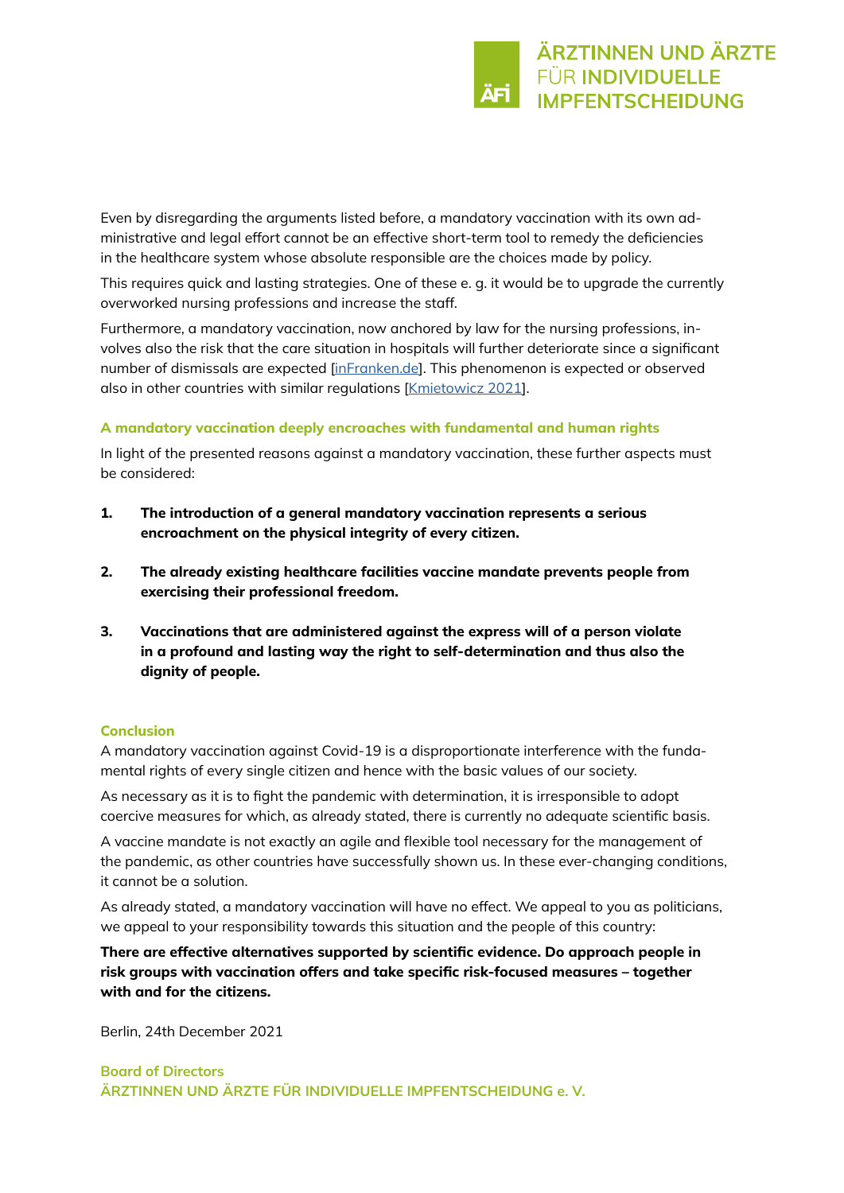Even by disregarding the arguments listed before, a mandatory vaccination with its own administrative and legal effort cannot be an effective short-term tool to remedy the deficiencies in the healthcare system whose absolute responsible are the choices made by policy.

This requires quick and lasting strategies. One of these e. g. it would be to upgrade the currently overworked nursing professions and increase the staff.

Furthermore, a mandatory vaccination, now anchored by law for the nursing professions, involves also the risk that the care situation in hospitals will further deteriorate since a significant number of dismissals are expected [inFranken.de]. This phenomenon is expected or observed also in other countries with similar regulations [Kmietowicz 2021].

### A mandatory vaccination deeply encroaches with fundamental and human rights

In light of the presented reasons against a mandatory vaccination, these further aspects must be considered:

1. **The introduction of a general mandatory vaccination represents a serious encroachment on the physical integrity of every citizen.**

2. **The already existing healthcare facilities vaccine mandate prevents people from exercising their professional freedom.**

3. **Vaccinations that are administered against the express will of a person violate in a profound and lasting way the right to self-determination and thus also the dignity of people.**

### Conclusion

A mandatory vaccination against Covid-19 is a disproportionate interference with the fundamental rights of every single citizen and hence with the basic values of our society.

As necessary as it is to fight the pandemic with determination, it is irresponsible to adopt coercive measures for which, as already stated, there is currently no adequate scientific basis.

A vaccine mandate is not exactly an agile and flexible tool necessary for the management of the pandemic, as other countries have successfully shown us. In these ever-changing conditions, it cannot be a solution.

As already stated, a mandatory vaccination will have no effect. We appeal to you as politicians, we appeal to your responsibility towards this situation and the people of this country:

**There are effective alternatives supported by scientific evidence. Do approach people in risk groups with vaccination offers and take specific risk-focused measures – together with and for the citizens.**

Berlin, 24th December 2021

**Board of Directors**
**ÄRZTINNEN UND ÄRZTE FÜR INDIVIDUELLE IMPFENTSCHEIDUNG e. V.**